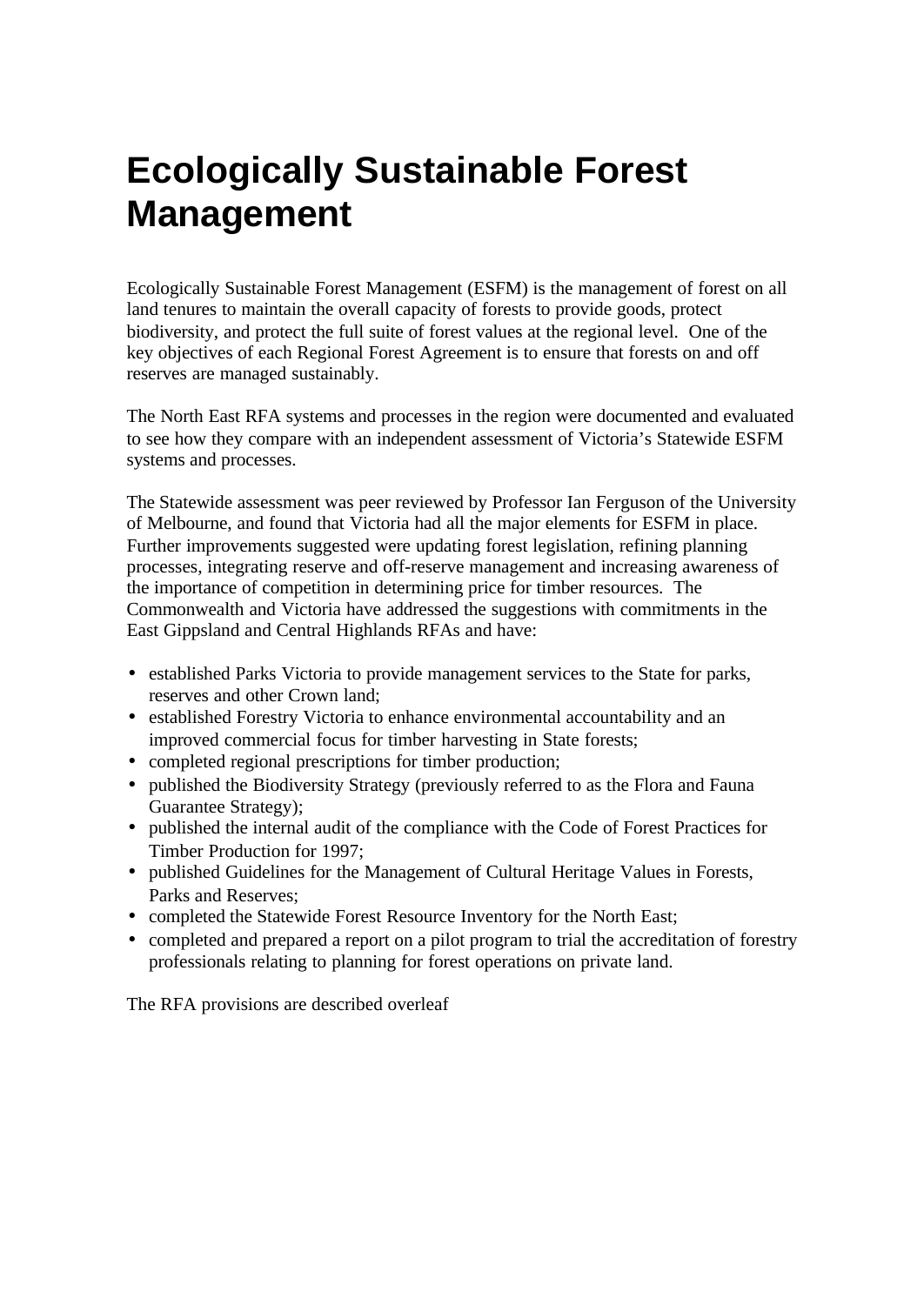# Ecologically Sustainable Forest Management

Ecologically Sustainable Forest Management (ESFM) is the management of forest on all land tenures to maintain the overall capacity of forests to provide goods, protect biodiversity, and protect the full suite of forest values at the regional level. One of the key objectives of each Regional Forest Agreement is to ensure that forests on and off reserves are managed sustainably.

The North East RFA systems and processes in the region were documented and evaluated to see how they compare with an independent assessment of Victoria's Statewide ESFM systems and processes.

The Statewide assessment was peer reviewed by Professor Ian Ferguson of the University of Melbourne, and found that Victoria had all the major elements for ESFM in place. Further improvements suggested were updating forest legislation, refining planning processes, integrating reserve and off-reserve management and increasing awareness of the importance of competition in determining price for timber resources. The Commonwealth and Victoria have addressed the suggestions with commitments in the East Gippsland and Central Highlands RFAs and have:

- established Parks Victoria to provide management services to the State for parks, reserves and other Crown land;
- established Forestry Victoria to enhance environmental accountability and an improved commercial focus for timber harvesting in State forests;
- completed regional prescriptions for timber production;
- published the Biodiversity Strategy (previously referred to as the Flora and Fauna Guarantee Strategy);
- published the internal audit of the compliance with the Code of Forest Practices for Timber Production for 1997;
- published Guidelines for the Management of Cultural Heritage Values in Forests, Parks and Reserves;
- completed the Statewide Forest Resource Inventory for the North East;
- completed and prepared a report on a pilot program to trial the accreditation of forestry professionals relating to planning for forest operations on private land.

The RFA provisions are described overleaf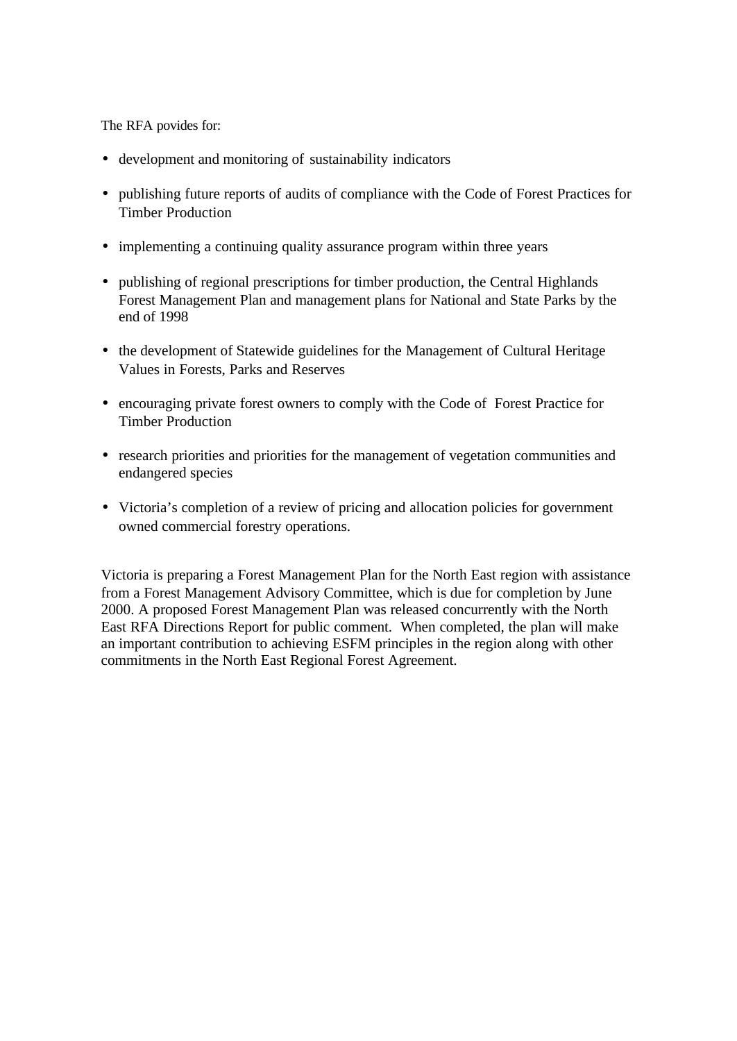The RFA povides for:

- development and monitoring of sustainability indicators
- publishing future reports of audits of compliance with the Code of Forest Practices for Timber Production
- implementing a continuing quality assurance program within three years
- publishing of regional prescriptions for timber production, the Central Highlands Forest Management Plan and management plans for National and State Parks by the end of 1998
- the development of Statewide guidelines for the Management of Cultural Heritage Values in Forests, Parks and Reserves
- encouraging private forest owners to comply with the Code of Forest Practice for Timber Production
- research priorities and priorities for the management of vegetation communities and endangered species
- Victoria's completion of a review of pricing and allocation policies for government owned commercial forestry operations.

Victoria is preparing a Forest Management Plan for the North East region with assistance from a Forest Management Advisory Committee, which is due for completion by June 2000. A proposed Forest Management Plan was released concurrently with the North East RFA Directions Report for public comment. When completed, the plan will make an important contribution to achieving ESFM principles in the region along with other commitments in the North East Regional Forest Agreement.